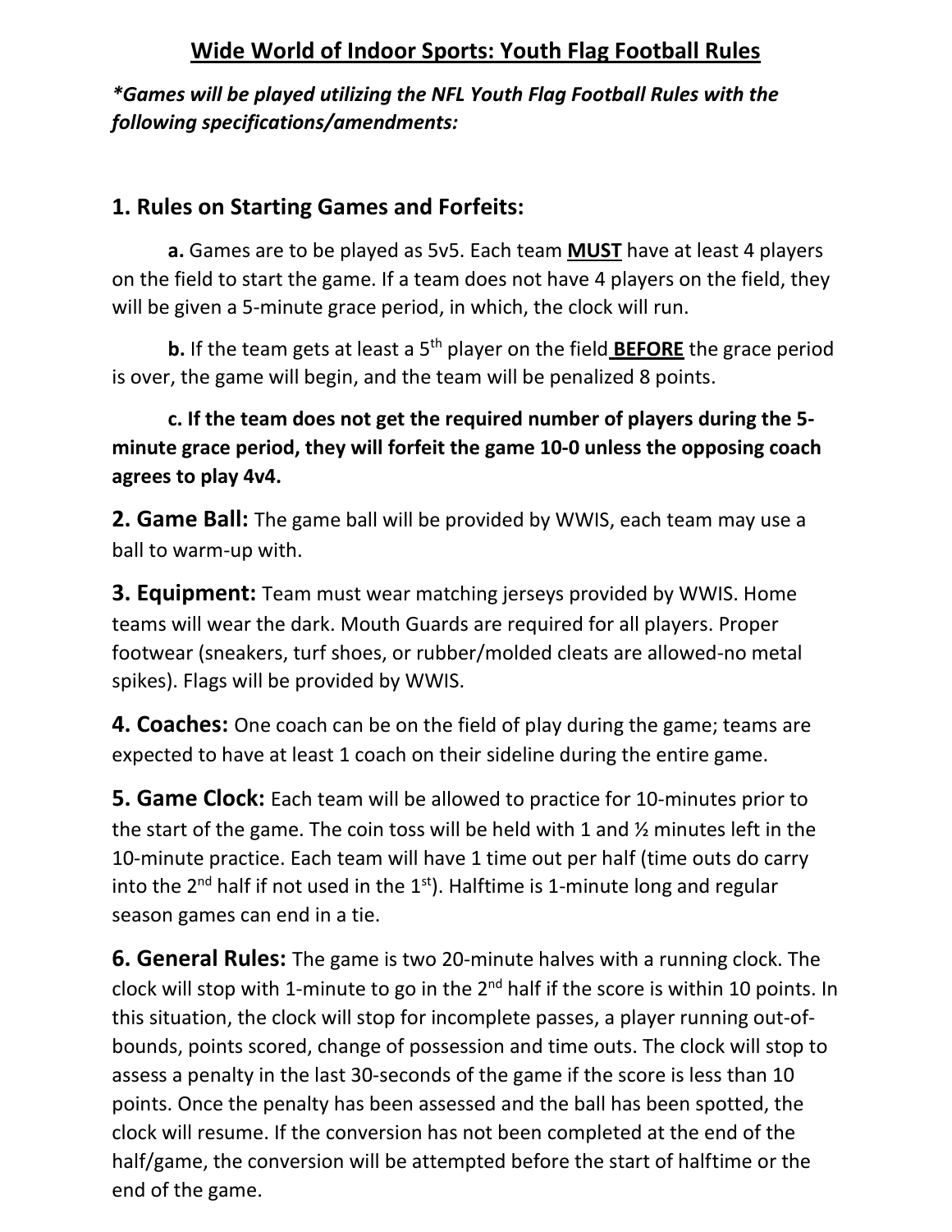# Wide World of Indoor Sports: Youth Flag Football Rules

***Games will be played utilizing the NFL Youth Flag Football Rules with the following specifications/amendments:**

## 1. Rules on Starting Games and Forfeits:

**a.** Games are to be played as 5v5. Each team **MUST** have at least 4 players on the field to start the game. If a team does not have 4 players on the field, they will be given a 5-minute grace period, in which, the clock will run.

**b.** If the team gets at least a 5th player on the field **BEFORE** the grace period is over, the game will begin, and the team will be penalized 8 points.

**c. If the team does not get the required number of players during the 5-minute grace period, they will forfeit the game 10-0 unless the opposing coach agrees to play 4v4.**

**2. Game Ball:** The game ball will be provided by WWIS, each team may use a ball to warm-up with.

**3. Equipment:** Team must wear matching jerseys provided by WWIS. Home teams will wear the dark. Mouth Guards are required for all players. Proper footwear (sneakers, turf shoes, or rubber/molded cleats are allowed-no metal spikes). Flags will be provided by WWIS.

**4. Coaches:** One coach can be on the field of play during the game; teams are expected to have at least 1 coach on their sideline during the entire game.

**5. Game Clock:** Each team will be allowed to practice for 10-minutes prior to the start of the game. The coin toss will be held with 1 and ½ minutes left in the 10-minute practice. Each team will have 1 time out per half (time outs do carry into the 2nd half if not used in the 1st). Halftime is 1-minute long and regular season games can end in a tie.

**6. General Rules:** The game is two 20-minute halves with a running clock. The clock will stop with 1-minute to go in the 2nd half if the score is within 10 points. In this situation, the clock will stop for incomplete passes, a player running out-of-bounds, points scored, change of possession and time outs. The clock will stop to assess a penalty in the last 30-seconds of the game if the score is less than 10 points. Once the penalty has been assessed and the ball has been spotted, the clock will resume. If the conversion has not been completed at the end of the half/game, the conversion will be attempted before the start of halftime or the end of the game.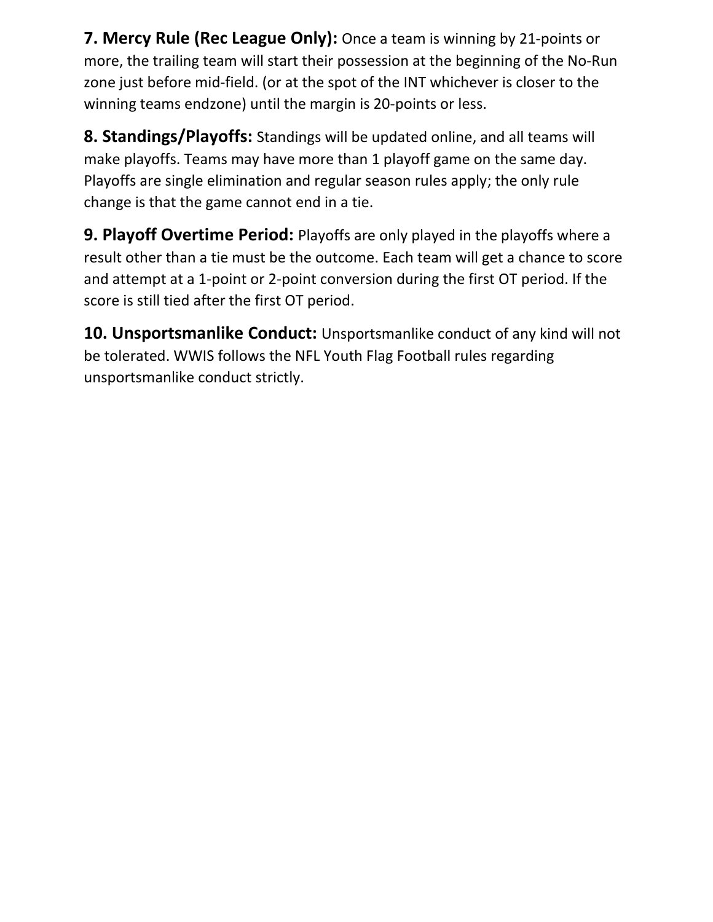**7. Mercy Rule (Rec League Only):** Once a team is winning by 21-points or more, the trailing team will start their possession at the beginning of the No-Run zone just before mid-field. (or at the spot of the INT whichever is closer to the winning teams endzone) until the margin is 20-points or less.

**8. Standings/Playoffs:** Standings will be updated online, and all teams will make playoffs. Teams may have more than 1 playoff game on the same day. Playoffs are single elimination and regular season rules apply; the only rule change is that the game cannot end in a tie.

**9. Playoff Overtime Period:** Playoffs are only played in the playoffs where a result other than a tie must be the outcome. Each team will get a chance to score and attempt at a 1-point or 2-point conversion during the first OT period. If the score is still tied after the first OT period.

**10. Unsportsmanlike Conduct:** Unsportsmanlike conduct of any kind will not be tolerated. WWIS follows the NFL Youth Flag Football rules regarding unsportsmanlike conduct strictly.